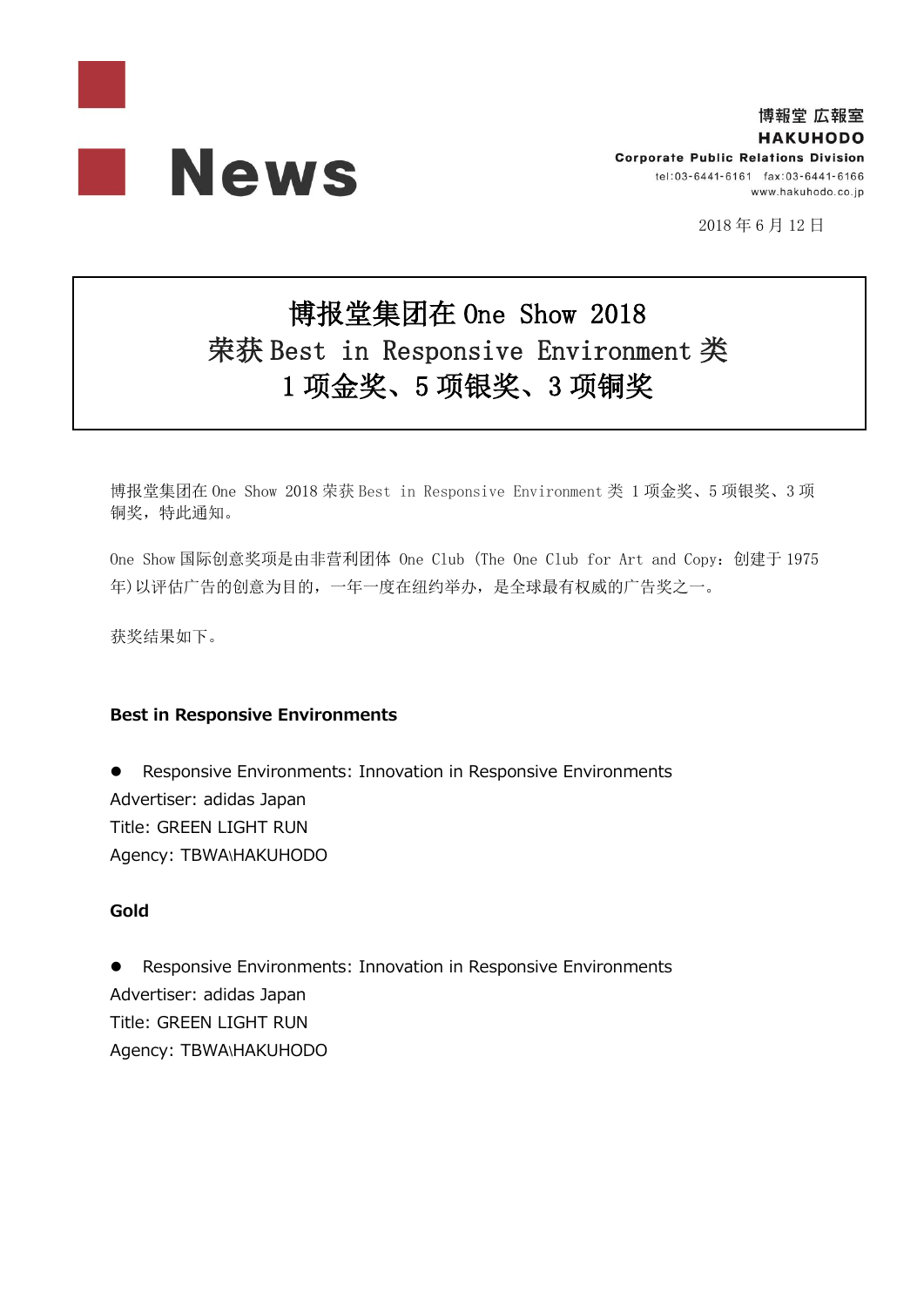# News

博報堂 広報室
HAKUHODO
Corporate Public Relations Division
tel:03-6441-6161　fax:03-6441-6166
www.hakuhodo.co.jp

2018年6月12日

## 博报堂集团在 One Show 2018 荣获 Best in Responsive Environment 类 1项金奖、5项银奖、3项铜奖

博报堂集团在 One Show 2018 荣获 Best in Responsive Environment 类 1项金奖、5项银奖、3项铜奖，特此通知。

One Show 国际创意奖项是由非营利团体 One Club (The One Club for Art and Copy：创建于1975年)以评估广告的创意为目的，一年一度在纽约举办，是全球最有权威的广告奖之一。

获奖结果如下。

**Best in Responsive Environments**

- Responsive Environments: Innovation in Responsive Environments

Advertiser: adidas Japan
Title: GREEN LIGHT RUN
Agency: TBWA\HAKUHODO

**Gold**

- Responsive Environments: Innovation in Responsive Environments

Advertiser: adidas Japan
Title: GREEN LIGHT RUN
Agency: TBWA\HAKUHODO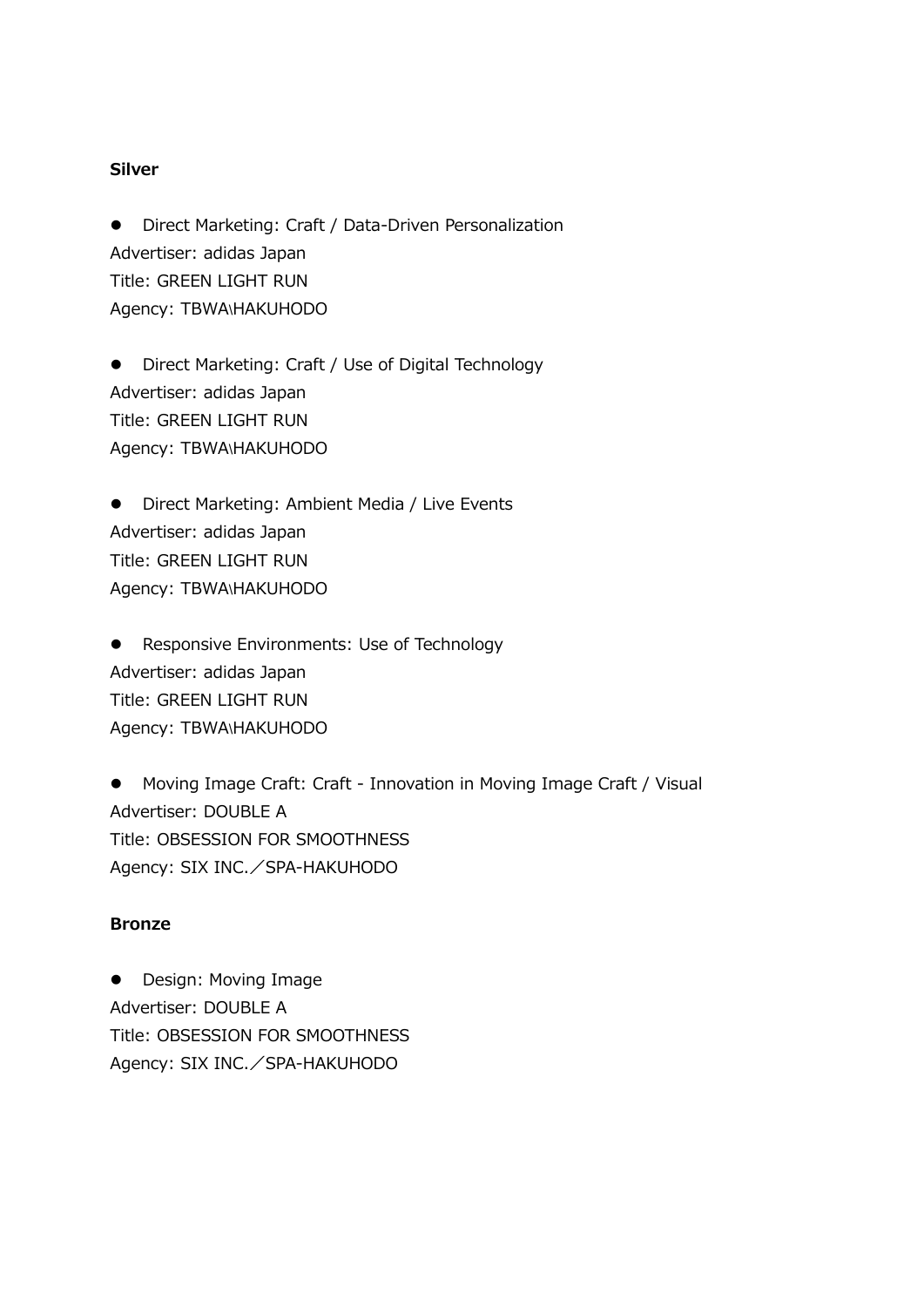**Silver**

- Direct Marketing: Craft / Data-Driven Personalization

Advertiser: adidas Japan
Title: GREEN LIGHT RUN
Agency: TBWA\HAKUHODO

- Direct Marketing: Craft / Use of Digital Technology

Advertiser: adidas Japan
Title: GREEN LIGHT RUN
Agency: TBWA\HAKUHODO

- Direct Marketing: Ambient Media / Live Events

Advertiser: adidas Japan
Title: GREEN LIGHT RUN
Agency: TBWA\HAKUHODO

- Responsive Environments: Use of Technology

Advertiser: adidas Japan
Title: GREEN LIGHT RUN
Agency: TBWA\HAKUHODO

- Moving Image Craft: Craft - Innovation in Moving Image Craft / Visual

Advertiser: DOUBLE A
Title: OBSESSION FOR SMOOTHNESS
Agency: SIX INC.／SPA-HAKUHODO

**Bronze**

- Design: Moving Image

Advertiser: DOUBLE A
Title: OBSESSION FOR SMOOTHNESS
Agency: SIX INC.／SPA-HAKUHODO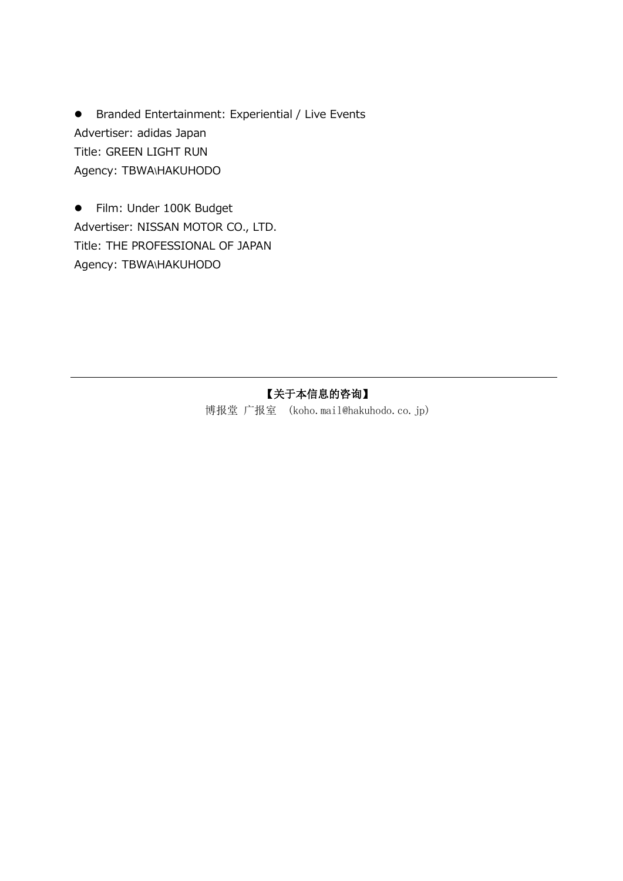- Branded Entertainment: Experiential / Live Events

Advertiser: adidas Japan
Title: GREEN LIGHT RUN
Agency: TBWA\HAKUHODO

- Film: Under 100K Budget

Advertiser: NISSAN MOTOR CO., LTD.
Title: THE PROFESSIONAL OF JAPAN
Agency: TBWA\HAKUHODO

---

**【关于本信息的咨询】**

博报堂 广报室　(koho.mail@hakuhodo.co.jp)